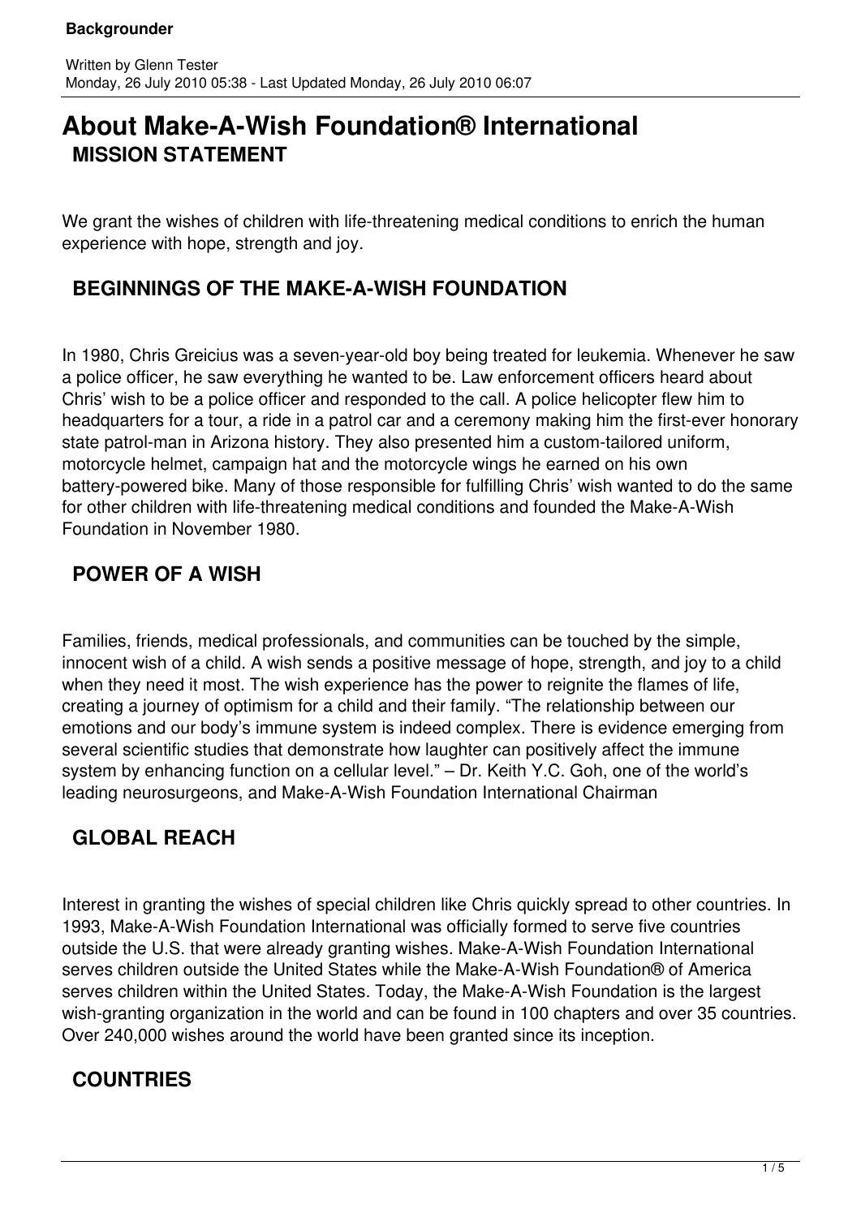# About Make-A-Wish Foundation® International

## MISSION STATEMENT

We grant the wishes of children with life-threatening medical conditions to enrich the human experience with hope, strength and joy.

## BEGINNINGS OF THE MAKE-A-WISH FOUNDATION

In 1980, Chris Greicius was a seven-year-old boy being treated for leukemia. Whenever he saw a police officer, he saw everything he wanted to be. Law enforcement officers heard about Chris' wish to be a police officer and responded to the call. A police helicopter flew him to headquarters for a tour, a ride in a patrol car and a ceremony making him the first-ever honorary state patrol-man in Arizona history. They also presented him a custom-tailored uniform, motorcycle helmet, campaign hat and the motorcycle wings he earned on his own battery-powered bike. Many of those responsible for fulfilling Chris' wish wanted to do the same for other children with life-threatening medical conditions and founded the Make-A-Wish Foundation in November 1980.

## POWER OF A WISH

Families, friends, medical professionals, and communities can be touched by the simple, innocent wish of a child. A wish sends a positive message of hope, strength, and joy to a child when they need it most. The wish experience has the power to reignite the flames of life, creating a journey of optimism for a child and their family. "The relationship between our emotions and our body's immune system is indeed complex. There is evidence emerging from several scientific studies that demonstrate how laughter can positively affect the immune system by enhancing function on a cellular level." – Dr. Keith Y.C. Goh, one of the world's leading neurosurgeons, and Make-A-Wish Foundation International Chairman

## GLOBAL REACH

Interest in granting the wishes of special children like Chris quickly spread to other countries. In 1993, Make-A-Wish Foundation International was officially formed to serve five countries outside the U.S. that were already granting wishes. Make-A-Wish Foundation International serves children outside the United States while the Make-A-Wish Foundation® of America serves children within the United States. Today, the Make-A-Wish Foundation is the largest wish-granting organization in the world and can be found in 100 chapters and over 35 countries. Over 240,000 wishes around the world have been granted since its inception.

## COUNTRIES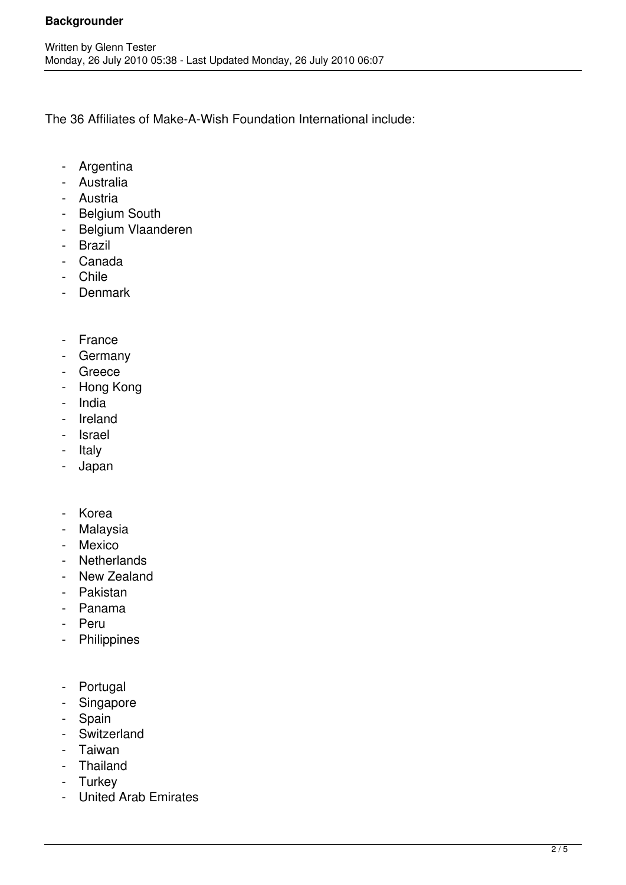The 36 Affiliates of Make-A-Wish Foundation International include:

- Argentina
- Australia
- Austria
- Belgium South
- Belgium Vlaanderen
- Brazil
- Canada
- Chile
- Denmark

- France
- Germany
- Greece
- Hong Kong
- India
- Ireland
- Israel
- Italy
- Japan

- Korea
- Malaysia
- Mexico
- Netherlands
- New Zealand
- Pakistan
- Panama
- Peru
- Philippines

- Portugal
- Singapore
- Spain
- Switzerland
- Taiwan
- Thailand
- Turkey
- United Arab Emirates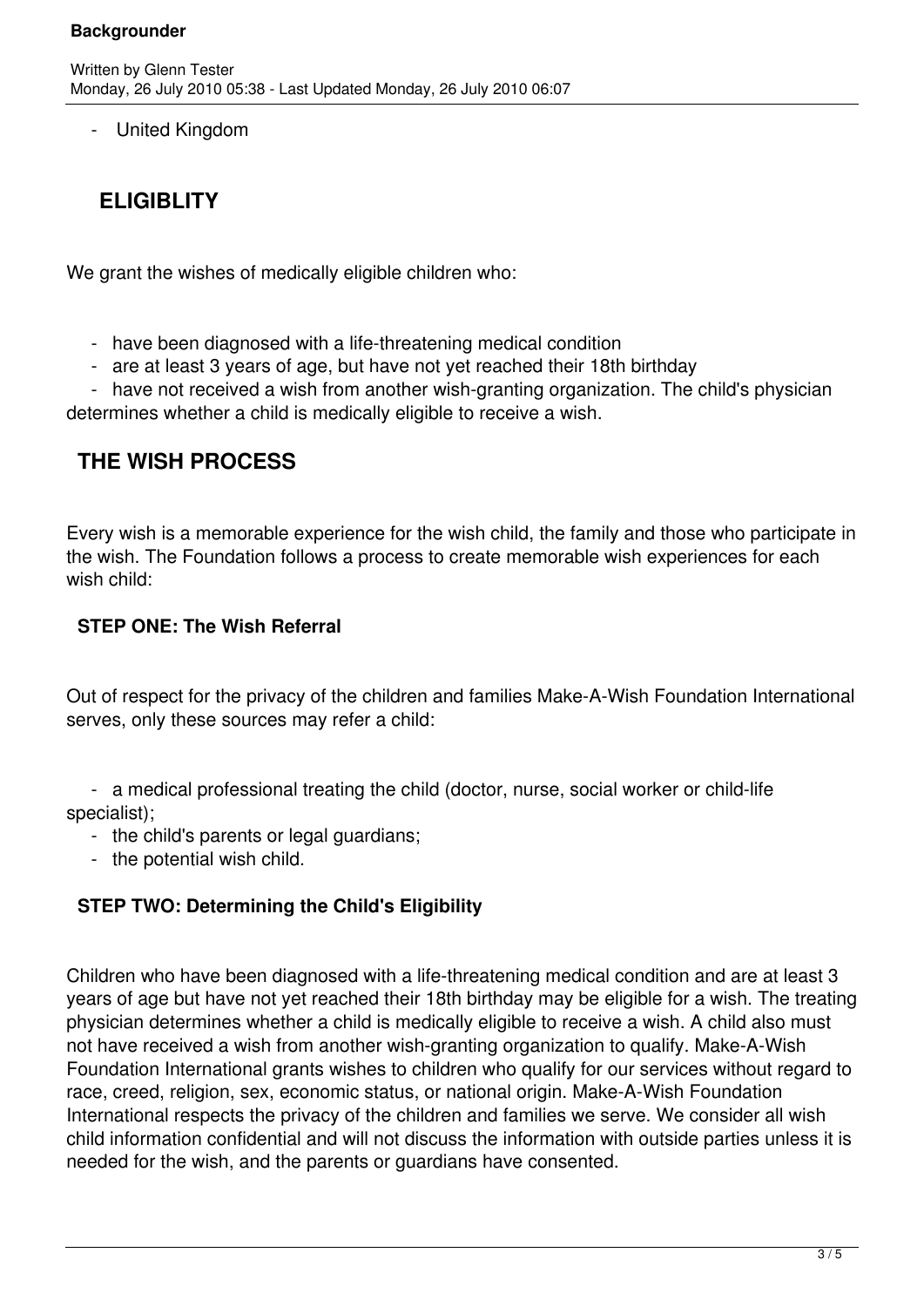- United Kingdom

## ELIGIBLITY

We grant the wishes of medically eligible children who:

- have been diagnosed with a life-threatening medical condition
- are at least 3 years of age, but have not yet reached their 18th birthday
- have not received a wish from another wish-granting organization. The child's physician determines whether a child is medically eligible to receive a wish.

## THE WISH PROCESS

Every wish is a memorable experience for the wish child, the family and those who participate in the wish. The Foundation follows a process to create memorable wish experiences for each wish child:

### STEP ONE: The Wish Referral

Out of respect for the privacy of the children and families Make-A-Wish Foundation International serves, only these sources may refer a child:

- a medical professional treating the child (doctor, nurse, social worker or child-life specialist);
- the child's parents or legal guardians;
- the potential wish child.

### STEP TWO: Determining the Child's Eligibility

Children who have been diagnosed with a life-threatening medical condition and are at least 3 years of age but have not yet reached their 18th birthday may be eligible for a wish. The treating physician determines whether a child is medically eligible to receive a wish. A child also must not have received a wish from another wish-granting organization to qualify. Make-A-Wish Foundation International grants wishes to children who qualify for our services without regard to race, creed, religion, sex, economic status, or national origin. Make-A-Wish Foundation International respects the privacy of the children and families we serve. We consider all wish child information confidential and will not discuss the information with outside parties unless it is needed for the wish, and the parents or guardians have consented.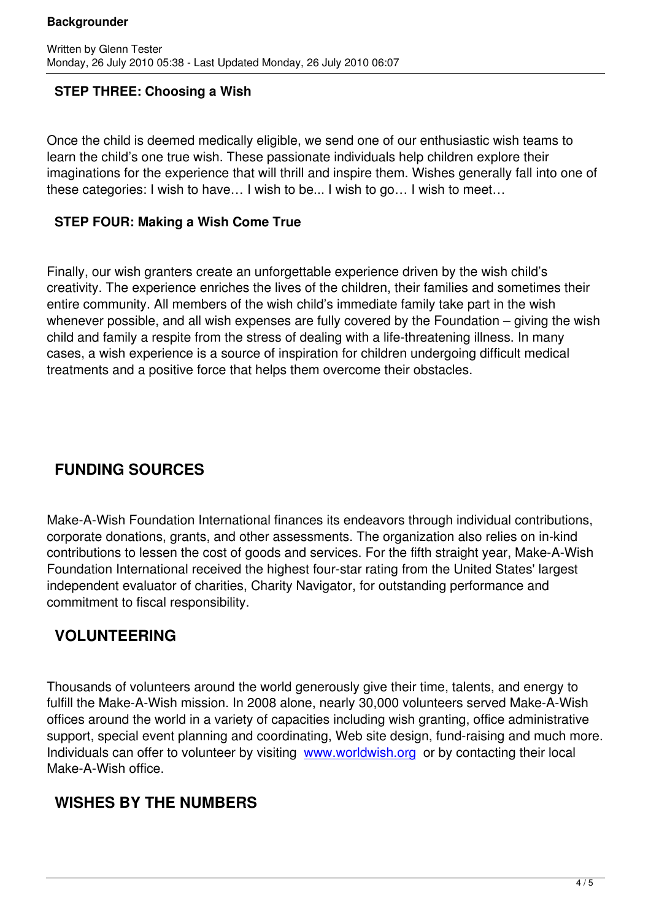**STEP THREE: Choosing a Wish**

Once the child is deemed medically eligible, we send one of our enthusiastic wish teams to learn the child's one true wish. These passionate individuals help children explore their imaginations for the experience that will thrill and inspire them. Wishes generally fall into one of these categories: I wish to have… I wish to be... I wish to go… I wish to meet…

**STEP FOUR: Making a Wish Come True**

Finally, our wish granters create an unforgettable experience driven by the wish child's creativity. The experience enriches the lives of the children, their families and sometimes their entire community. All members of the wish child's immediate family take part in the wish whenever possible, and all wish expenses are fully covered by the Foundation – giving the wish child and family a respite from the stress of dealing with a life-threatening illness. In many cases, a wish experience is a source of inspiration for children undergoing difficult medical treatments and a positive force that helps them overcome their obstacles.

## FUNDING SOURCES

Make-A-Wish Foundation International finances its endeavors through individual contributions, corporate donations, grants, and other assessments. The organization also relies on in-kind contributions to lessen the cost of goods and services. For the fifth straight year, Make-A-Wish Foundation International received the highest four-star rating from the United States' largest independent evaluator of charities, Charity Navigator, for outstanding performance and commitment to fiscal responsibility.

## VOLUNTEERING

Thousands of volunteers around the world generously give their time, talents, and energy to fulfill the Make-A-Wish mission. In 2008 alone, nearly 30,000 volunteers served Make-A-Wish offices around the world in a variety of capacities including wish granting, office administrative support, special event planning and coordinating, Web site design, fund-raising and much more. Individuals can offer to volunteer by visiting www.worldwish.org or by contacting their local Make-A-Wish office.

## WISHES BY THE NUMBERS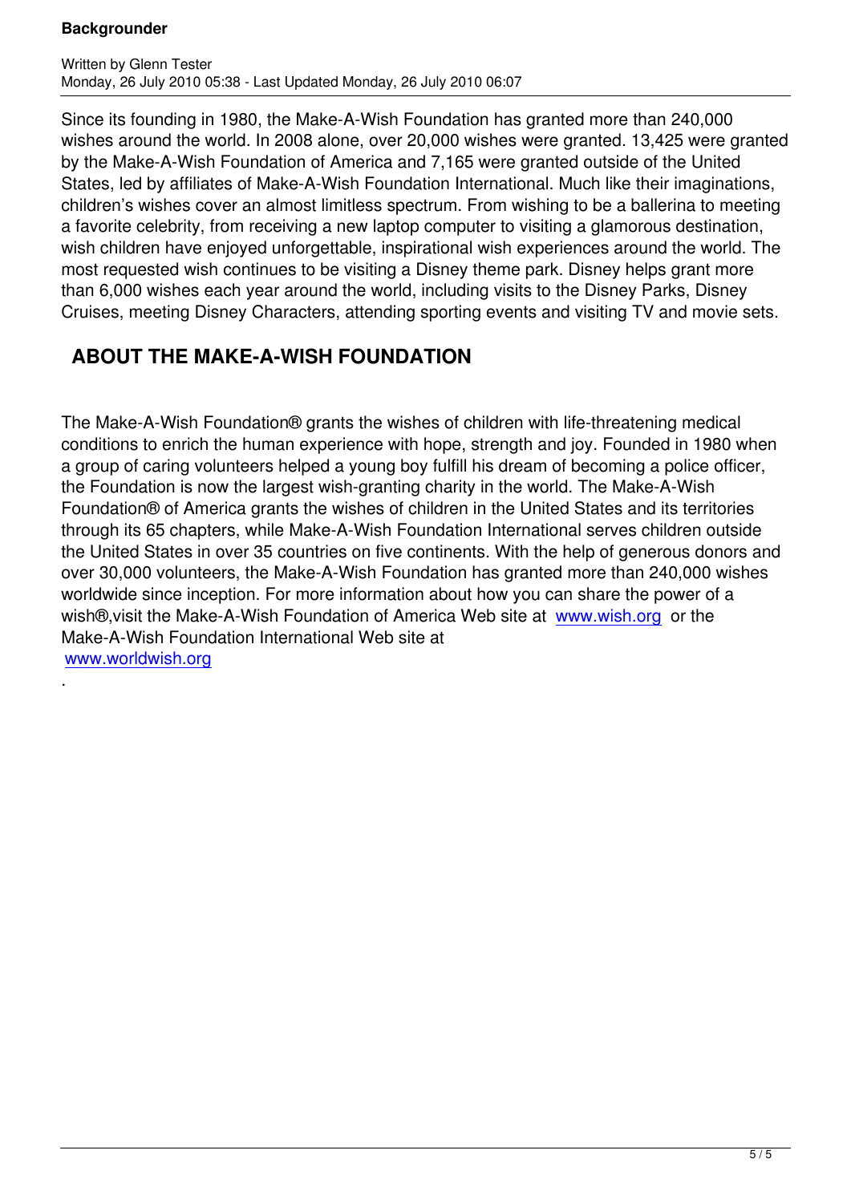Since its founding in 1980, the Make-A-Wish Foundation has granted more than 240,000 wishes around the world. In 2008 alone, over 20,000 wishes were granted. 13,425 were granted by the Make-A-Wish Foundation of America and 7,165 were granted outside of the United States, led by affiliates of Make-A-Wish Foundation International. Much like their imaginations, children's wishes cover an almost limitless spectrum. From wishing to be a ballerina to meeting a favorite celebrity, from receiving a new laptop computer to visiting a glamorous destination, wish children have enjoyed unforgettable, inspirational wish experiences around the world. The most requested wish continues to be visiting a Disney theme park. Disney helps grant more than 6,000 wishes each year around the world, including visits to the Disney Parks, Disney Cruises, meeting Disney Characters, attending sporting events and visiting TV and movie sets.

## ABOUT THE MAKE-A-WISH FOUNDATION

The Make-A-Wish Foundation® grants the wishes of children with life-threatening medical conditions to enrich the human experience with hope, strength and joy. Founded in 1980 when a group of caring volunteers helped a young boy fulfill his dream of becoming a police officer, the Foundation is now the largest wish-granting charity in the world. The Make-A-Wish Foundation® of America grants the wishes of children in the United States and its territories through its 65 chapters, while Make-A-Wish Foundation International serves children outside the United States in over 35 countries on five continents. With the help of generous donors and over 30,000 volunteers, the Make-A-Wish Foundation has granted more than 240,000 wishes worldwide since inception. For more information about how you can share the power of a wish®,visit the Make-A-Wish Foundation of America Web site at www.wish.org or the Make-A-Wish Foundation International Web site at www.worldwish.org.